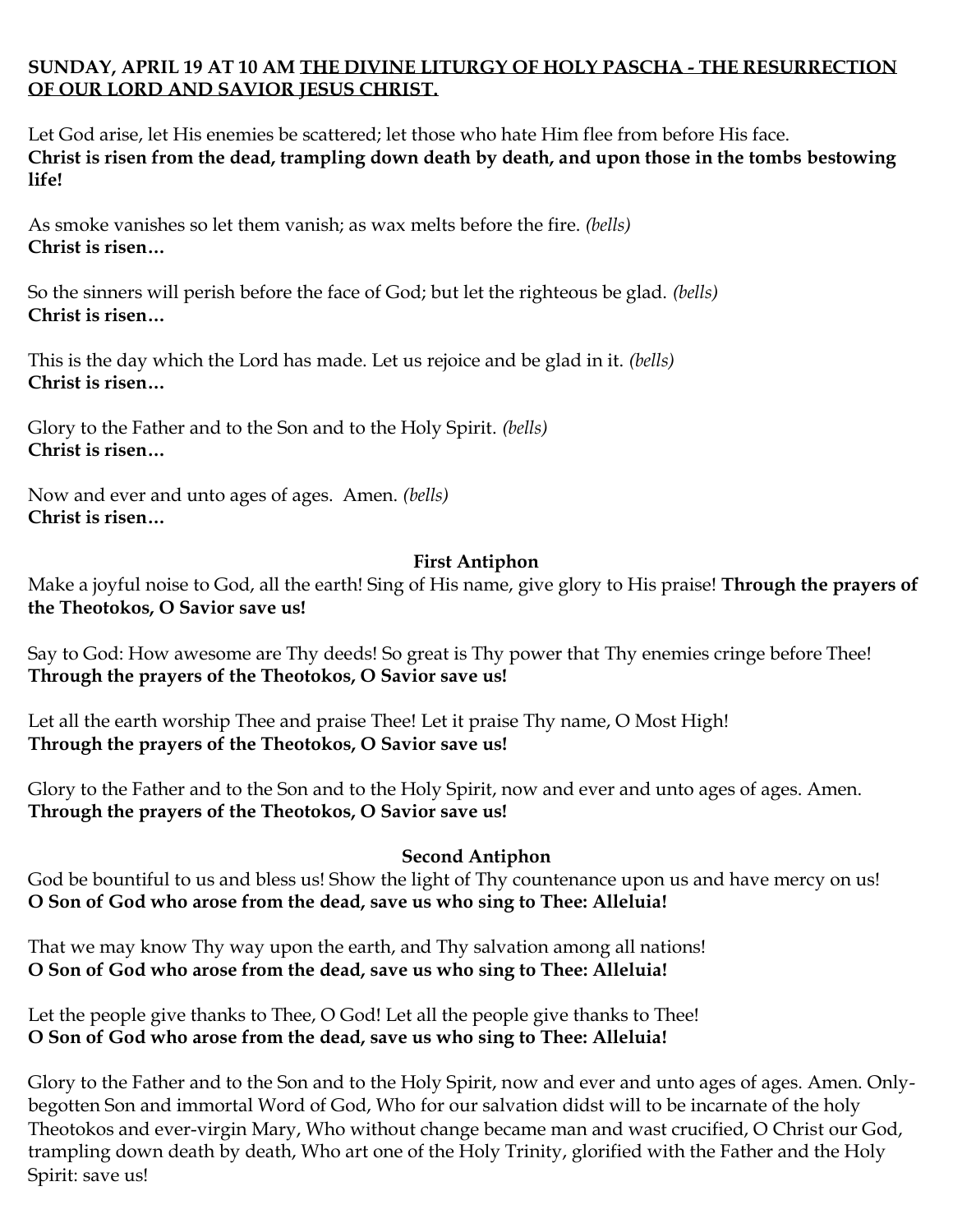**SUNDAY, APRIL 19 AT 10 AM <u>THE DIVINE LITURGY OF HOLY PASCHA - THE RESURRECTION OF OUR LORD AND SAVIOR JESUS CHRIST.</u>**

Let God arise, let His enemies be scattered; let those who hate Him flee from before His face.
**Christ is risen from the dead, trampling down death by death, and upon those in the tombs bestowing life!**

As smoke vanishes so let them vanish; as wax melts before the fire. *(bells)*
**Christ is risen…**

So the sinners will perish before the face of God; but let the righteous be glad. *(bells)*
**Christ is risen…**

This is the day which the Lord has made. Let us rejoice and be glad in it. *(bells)*
**Christ is risen…**

Glory to the Father and to the Son and to the Holy Spirit. *(bells)*
**Christ is risen…**

Now and ever and unto ages of ages. Amen. *(bells)*
**Christ is risen…**

### First Antiphon

Make a joyful noise to God, all the earth! Sing of His name, give glory to His praise! **Through the prayers of the Theotokos, O Savior save us!**

Say to God: How awesome are Thy deeds! So great is Thy power that Thy enemies cringe before Thee!
**Through the prayers of the Theotokos, O Savior save us!**

Let all the earth worship Thee and praise Thee! Let it praise Thy name, O Most High!
**Through the prayers of the Theotokos, O Savior save us!**

Glory to the Father and to the Son and to the Holy Spirit, now and ever and unto ages of ages. Amen.
**Through the prayers of the Theotokos, O Savior save us!**

### Second Antiphon

God be bountiful to us and bless us! Show the light of Thy countenance upon us and have mercy on us!
**O Son of God who arose from the dead, save us who sing to Thee: Alleluia!**

That we may know Thy way upon the earth, and Thy salvation among all nations!
**O Son of God who arose from the dead, save us who sing to Thee: Alleluia!**

Let the people give thanks to Thee, O God! Let all the people give thanks to Thee!
**O Son of God who arose from the dead, save us who sing to Thee: Alleluia!**

Glory to the Father and to the Son and to the Holy Spirit, now and ever and unto ages of ages. Amen. Only-begotten Son and immortal Word of God, Who for our salvation didst will to be incarnate of the holy Theotokos and ever-virgin Mary, Who without change became man and wast crucified, O Christ our God, trampling down death by death, Who art one of the Holy Trinity, glorified with the Father and the Holy Spirit: save us!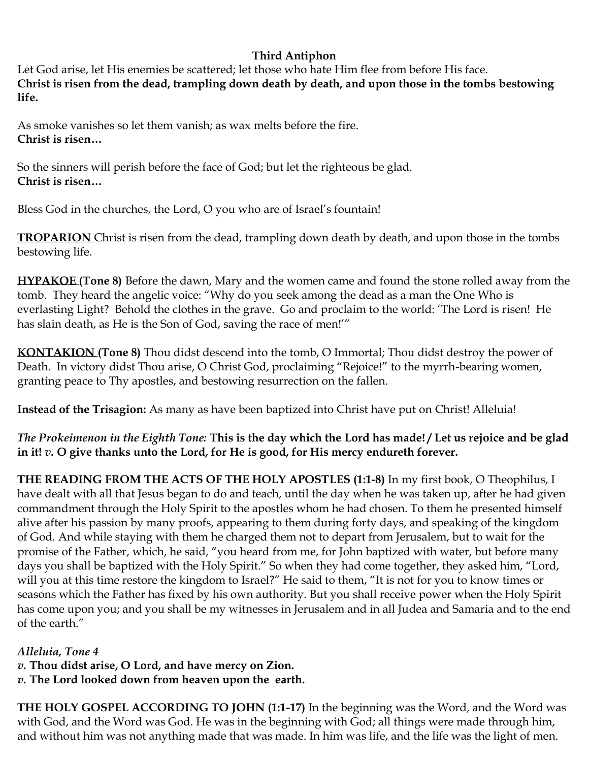### Third Antiphon

Let God arise, let His enemies be scattered; let those who hate Him flee from before His face.
**Christ is risen from the dead, trampling down death by death, and upon those in the tombs bestowing life.**

As smoke vanishes so let them vanish; as wax melts before the fire.
**Christ is risen…**

So the sinners will perish before the face of God; but let the righteous be glad.
**Christ is risen…**

Bless God in the churches, the Lord, O you who are of Israel's fountain!

**TROPARION** Christ is risen from the dead, trampling down death by death, and upon those in the tombs bestowing life.

**HYPAKOE (Tone 8)** Before the dawn, Mary and the women came and found the stone rolled away from the tomb. They heard the angelic voice: "Why do you seek among the dead as a man the One Who is everlasting Light? Behold the clothes in the grave. Go and proclaim to the world: 'The Lord is risen! He has slain death, as He is the Son of God, saving the race of men!'"

**KONTAKION (Tone 8)** Thou didst descend into the tomb, O Immortal; Thou didst destroy the power of Death. In victory didst Thou arise, O Christ God, proclaiming "Rejoice!" to the myrrh-bearing women, granting peace to Thy apostles, and bestowing resurrection on the fallen.

**Instead of the Trisagion:** As many as have been baptized into Christ have put on Christ! Alleluia!

*The Prokeimenon in the Eighth Tone:* **This is the day which the Lord has made! / Let us rejoice and be glad in it!** *v.* **O give thanks unto the Lord, for He is good, for His mercy endureth forever.**

**THE READING FROM THE ACTS OF THE HOLY APOSTLES (1:1-8)** In my first book, O Theophilus, I have dealt with all that Jesus began to do and teach, until the day when he was taken up, after he had given commandment through the Holy Spirit to the apostles whom he had chosen. To them he presented himself alive after his passion by many proofs, appearing to them during forty days, and speaking of the kingdom of God. And while staying with them he charged them not to depart from Jerusalem, but to wait for the promise of the Father, which, he said, "you heard from me, for John baptized with water, but before many days you shall be baptized with the Holy Spirit." So when they had come together, they asked him, "Lord, will you at this time restore the kingdom to Israel?" He said to them, "It is not for you to know times or seasons which the Father has fixed by his own authority. But you shall receive power when the Holy Spirit has come upon you; and you shall be my witnesses in Jerusalem and in all Judea and Samaria and to the end of the earth."

***Alleluia, Tone 4***
*v.* **Thou didst arise, O Lord, and have mercy on Zion.**
*v.* **The Lord looked down from heaven upon the earth.**

**THE HOLY GOSPEL ACCORDING TO JOHN (1:1-17)** In the beginning was the Word, and the Word was with God, and the Word was God. He was in the beginning with God; all things were made through him, and without him was not anything made that was made. In him was life, and the life was the light of men.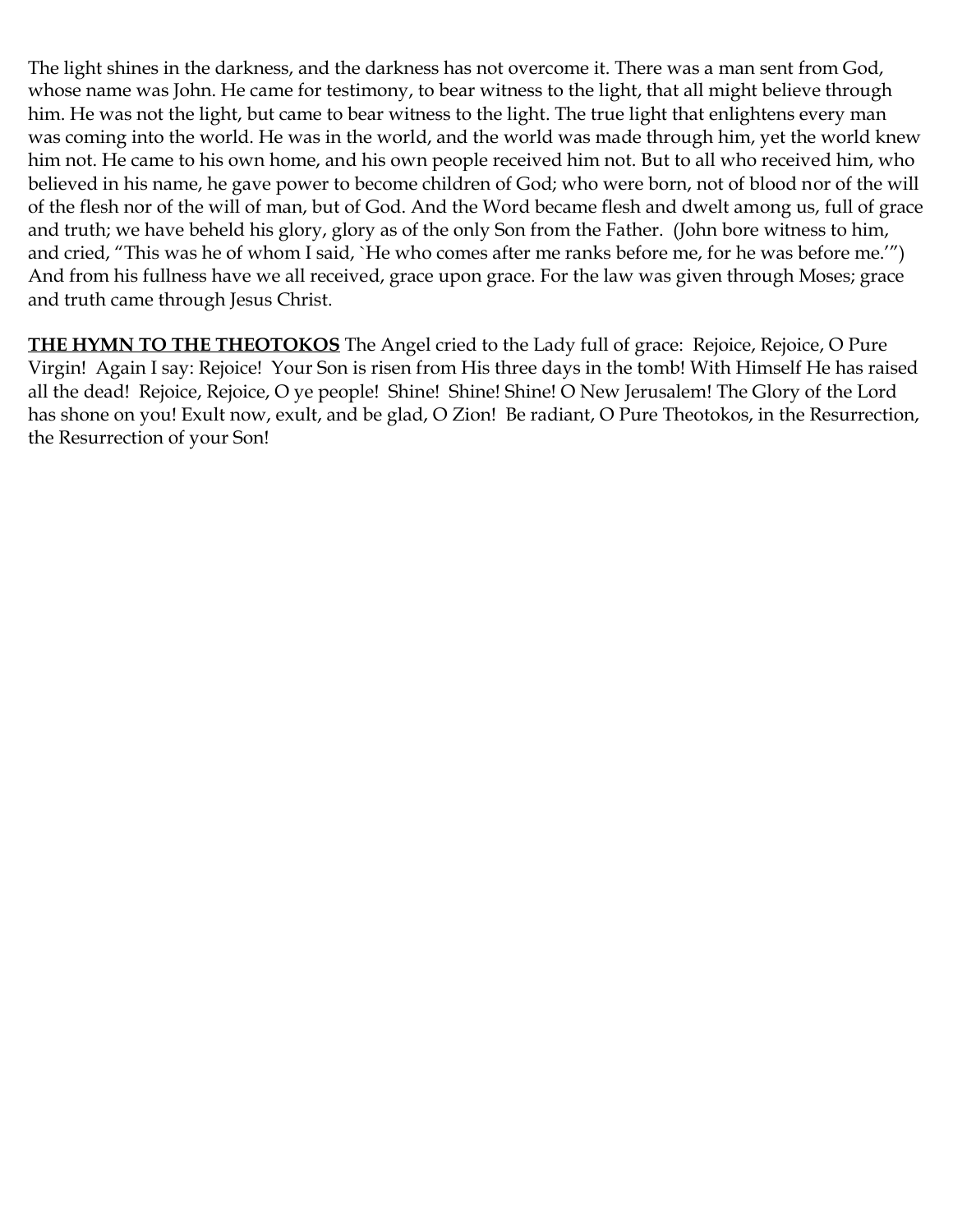The light shines in the darkness, and the darkness has not overcome it. There was a man sent from God, whose name was John. He came for testimony, to bear witness to the light, that all might believe through him. He was not the light, but came to bear witness to the light. The true light that enlightens every man was coming into the world. He was in the world, and the world was made through him, yet the world knew him not. He came to his own home, and his own people received him not. But to all who received him, who believed in his name, he gave power to become children of God; who were born, not of blood nor of the will of the flesh nor of the will of man, but of God. And the Word became flesh and dwelt among us, full of grace and truth; we have beheld his glory, glory as of the only Son from the Father. (John bore witness to him, and cried, "This was he of whom I said, `He who comes after me ranks before me, for he was before me.'") And from his fullness have we all received, grace upon grace. For the law was given through Moses; grace and truth came through Jesus Christ.

**THE HYMN TO THE THEOTOKOS** The Angel cried to the Lady full of grace: Rejoice, Rejoice, O Pure Virgin! Again I say: Rejoice! Your Son is risen from His three days in the tomb! With Himself He has raised all the dead! Rejoice, Rejoice, O ye people! Shine! Shine! Shine! O New Jerusalem! The Glory of the Lord has shone on you! Exult now, exult, and be glad, O Zion! Be radiant, O Pure Theotokos, in the Resurrection, the Resurrection of your Son!